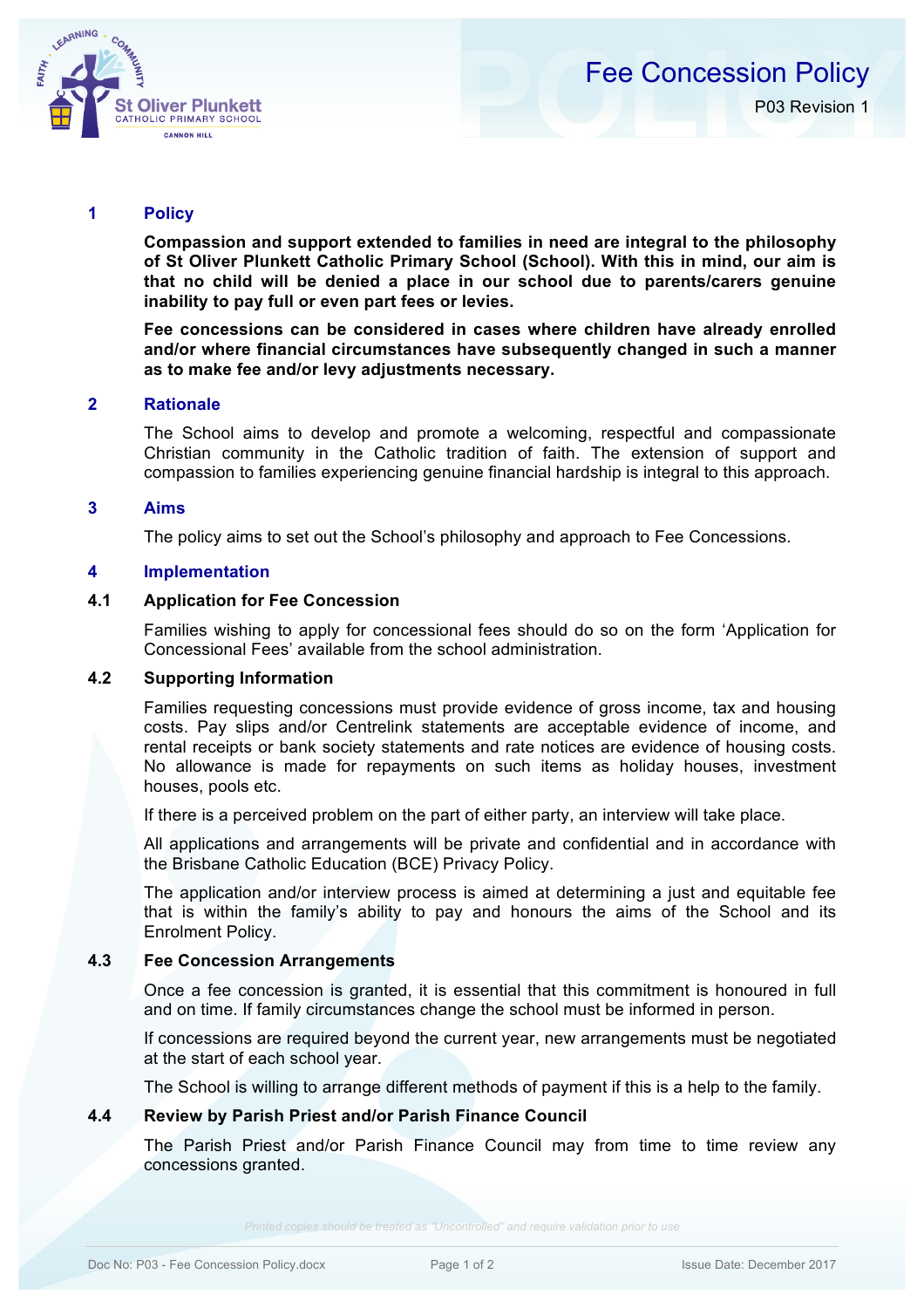# Fee Concession Policy

P03 Revision 1

## 1 Policy

**Compassion and support extended to families in need are integral to the philosophy of St Oliver Plunkett Catholic Primary School (School). With this in mind, our aim is that no child will be denied a place in our school due to parents/carers genuine inability to pay full or even part fees or levies.**

**Fee concessions can be considered in cases where children have already enrolled and/or where financial circumstances have subsequently changed in such a manner as to make fee and/or levy adjustments necessary.**

## 2 Rationale

The School aims to develop and promote a welcoming, respectful and compassionate Christian community in the Catholic tradition of faith. The extension of support and compassion to families experiencing genuine financial hardship is integral to this approach.

## 3 Aims

The policy aims to set out the School's philosophy and approach to Fee Concessions.

## 4 Implementation

### 4.1 Application for Fee Concession

Families wishing to apply for concessional fees should do so on the form 'Application for Concessional Fees' available from the school administration.

### 4.2 Supporting Information

Families requesting concessions must provide evidence of gross income, tax and housing costs. Pay slips and/or Centrelink statements are acceptable evidence of income, and rental receipts or bank society statements and rate notices are evidence of housing costs. No allowance is made for repayments on such items as holiday houses, investment houses, pools etc.

If there is a perceived problem on the part of either party, an interview will take place.

All applications and arrangements will be private and confidential and in accordance with the Brisbane Catholic Education (BCE) Privacy Policy.

The application and/or interview process is aimed at determining a just and equitable fee that is within the family's ability to pay and honours the aims of the School and its Enrolment Policy.

### 4.3 Fee Concession Arrangements

Once a fee concession is granted, it is essential that this commitment is honoured in full and on time. If family circumstances change the school must be informed in person.

If concessions are required beyond the current year, new arrangements must be negotiated at the start of each school year.

The School is willing to arrange different methods of payment if this is a help to the family.

### 4.4 Review by Parish Priest and/or Parish Finance Council

The Parish Priest and/or Parish Finance Council may from time to time review any concessions granted.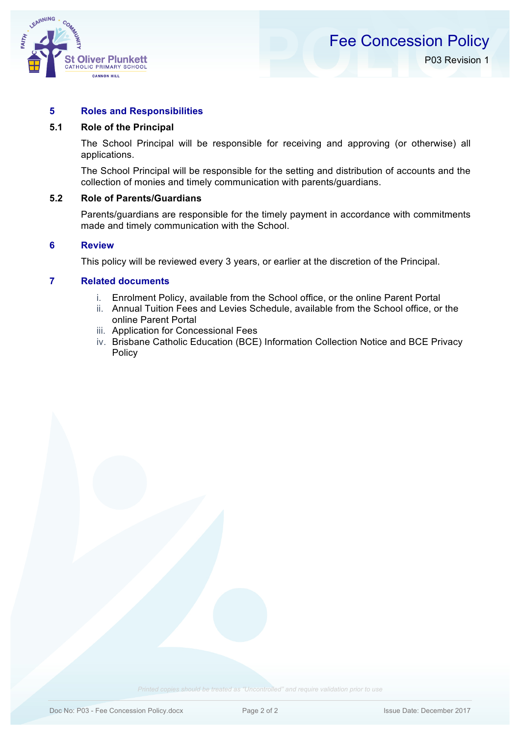## 5 Roles and Responsibilities

### 5.1 Role of the Principal

The School Principal will be responsible for receiving and approving (or otherwise) all applications.

The School Principal will be responsible for the setting and distribution of accounts and the collection of monies and timely communication with parents/guardians.

### 5.2 Role of Parents/Guardians

Parents/guardians are responsible for the timely payment in accordance with commitments made and timely communication with the School.

## 6 Review

This policy will be reviewed every 3 years, or earlier at the discretion of the Principal.

## 7 Related documents

i. Enrolment Policy, available from the School office, or the online Parent Portal
ii. Annual Tuition Fees and Levies Schedule, available from the School office, or the online Parent Portal
iii. Application for Concessional Fees
iv. Brisbane Catholic Education (BCE) Information Collection Notice and BCE Privacy Policy

*Printed copies should be treated as "Uncontrolled" and require validation prior to use*